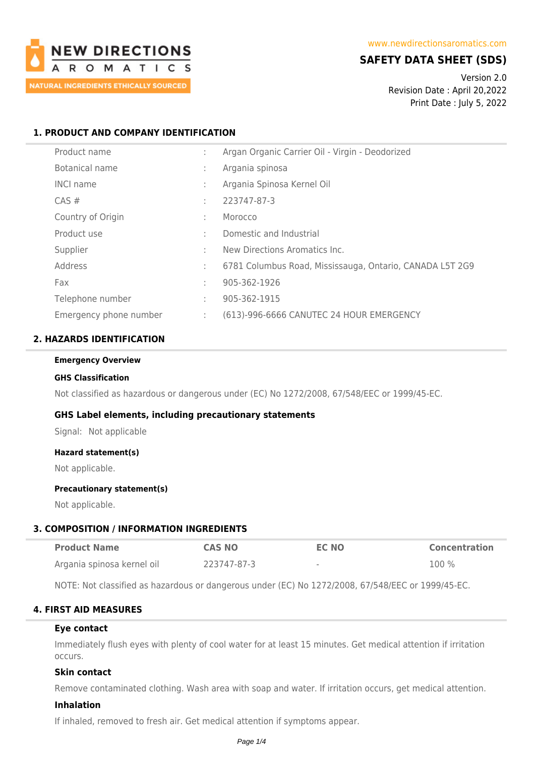NEW DIRECTIONS AROMATICS

NATURAL INGREDIENTS ETHICALLY SOURCED

www.newdirectionsaromatics.com

# SAFETY DATA SHEET (SDS)

Version 2.0
Revision Date : April 20,2022
Print Date : July 5, 2022

## 1. PRODUCT AND COMPANY IDENTIFICATION

| | | |
|---|---|---|
| Product name | : | Argan Organic Carrier Oil - Virgin - Deodorized |
| Botanical name | : | Argania spinosa |
| INCI name | : | Argania Spinosa Kernel Oil |
| CAS # | : | 223747-87-3 |
| Country of Origin | : | Morocco |
| Product use | : | Domestic and Industrial |
| Supplier | : | New Directions Aromatics Inc. |
| Address | : | 6781 Columbus Road, Mississauga, Ontario, CANADA L5T 2G9 |
| Fax | : | 905-362-1926 |
| Telephone number | : | 905-362-1915 |
| Emergency phone number | : | (613)-996-6666 CANUTEC 24 HOUR EMERGENCY |

## 2. HAZARDS IDENTIFICATION

**Emergency Overview**

**GHS Classification**

Not classified as hazardous or dangerous under (EC) No 1272/2008, 67/548/EEC or 1999/45-EC.

**GHS Label elements, including precautionary statements**

Signal: Not applicable

**Hazard statement(s)**

Not applicable.

**Precautionary statement(s)**

Not applicable.

## 3. COMPOSITION / INFORMATION INGREDIENTS

| Product Name | CAS NO | EC NO | Concentration |
|---|---|---|---|
| Argania spinosa kernel oil | 223747-87-3 | - | 100 % |

NOTE: Not classified as hazardous or dangerous under (EC) No 1272/2008, 67/548/EEC or 1999/45-EC.

## 4. FIRST AID MEASURES

**Eye contact**

Immediately flush eyes with plenty of cool water for at least 15 minutes. Get medical attention if irritation occurs.

**Skin contact**

Remove contaminated clothing. Wash area with soap and water. If irritation occurs, get medical attention.

**Inhalation**

If inhaled, removed to fresh air. Get medical attention if symptoms appear.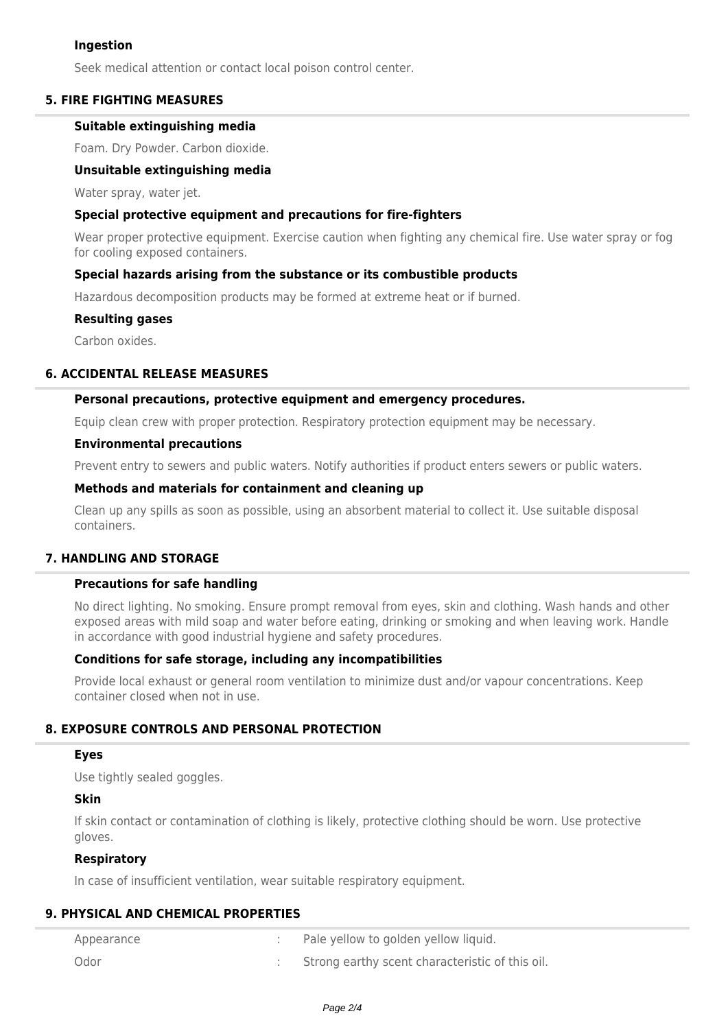### Ingestion

Seek medical attention or contact local poison control center.

## 5. FIRE FIGHTING MEASURES

### Suitable extinguishing media

Foam. Dry Powder. Carbon dioxide.

### Unsuitable extinguishing media

Water spray, water jet.

### Special protective equipment and precautions for fire-fighters

Wear proper protective equipment. Exercise caution when fighting any chemical fire. Use water spray or fog for cooling exposed containers.

### Special hazards arising from the substance or its combustible products

Hazardous decomposition products may be formed at extreme heat or if burned.

### Resulting gases

Carbon oxides.

## 6. ACCIDENTAL RELEASE MEASURES

### Personal precautions, protective equipment and emergency procedures.

Equip clean crew with proper protection. Respiratory protection equipment may be necessary.

### Environmental precautions

Prevent entry to sewers and public waters. Notify authorities if product enters sewers or public waters.

### Methods and materials for containment and cleaning up

Clean up any spills as soon as possible, using an absorbent material to collect it. Use suitable disposal containers.

## 7. HANDLING AND STORAGE

### Precautions for safe handling

No direct lighting. No smoking. Ensure prompt removal from eyes, skin and clothing. Wash hands and other exposed areas with mild soap and water before eating, drinking or smoking and when leaving work. Handle in accordance with good industrial hygiene and safety procedures.

### Conditions for safe storage, including any incompatibilities

Provide local exhaust or general room ventilation to minimize dust and/or vapour concentrations. Keep container closed when not in use.

## 8. EXPOSURE CONTROLS AND PERSONAL PROTECTION

### Eyes

Use tightly sealed goggles.

### Skin

If skin contact or contamination of clothing is likely, protective clothing should be worn. Use protective gloves.

### Respiratory

In case of insufficient ventilation, wear suitable respiratory equipment.

## 9. PHYSICAL AND CHEMICAL PROPERTIES

| | | |
|---|---|---|
| Appearance | : | Pale yellow to golden yellow liquid. |
| Odor | : | Strong earthy scent characteristic of this oil. |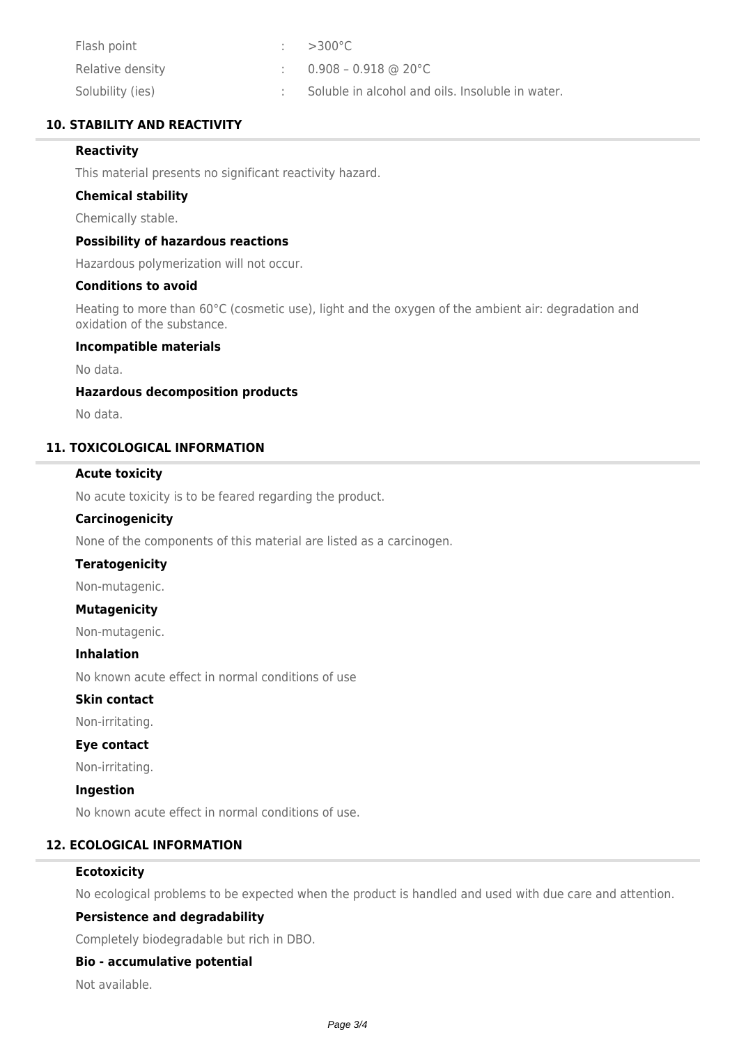| | | |
|---|---|---|
| Flash point | : | >300°C |
| Relative density | : | 0.908 – 0.918 @ 20°C |
| Solubility (ies) | : | Soluble in alcohol and oils. Insoluble in water. |

## 10. STABILITY AND REACTIVITY

### Reactivity

This material presents no significant reactivity hazard.

### Chemical stability

Chemically stable.

### Possibility of hazardous reactions

Hazardous polymerization will not occur.

### Conditions to avoid

Heating to more than 60°C (cosmetic use), light and the oxygen of the ambient air: degradation and oxidation of the substance.

### Incompatible materials

No data.

### Hazardous decomposition products

No data.

## 11. TOXICOLOGICAL INFORMATION

### Acute toxicity

No acute toxicity is to be feared regarding the product.

### Carcinogenicity

None of the components of this material are listed as a carcinogen.

### Teratogenicity

Non-mutagenic.

### Mutagenicity

Non-mutagenic.

### Inhalation

No known acute effect in normal conditions of use

### Skin contact

Non-irritating.

### Eye contact

Non-irritating.

### Ingestion

No known acute effect in normal conditions of use.

## 12. ECOLOGICAL INFORMATION

### Ecotoxicity

No ecological problems to be expected when the product is handled and used with due care and attention.

### Persistence and degradability

Completely biodegradable but rich in DBO.

### Bio - accumulative potential

Not available.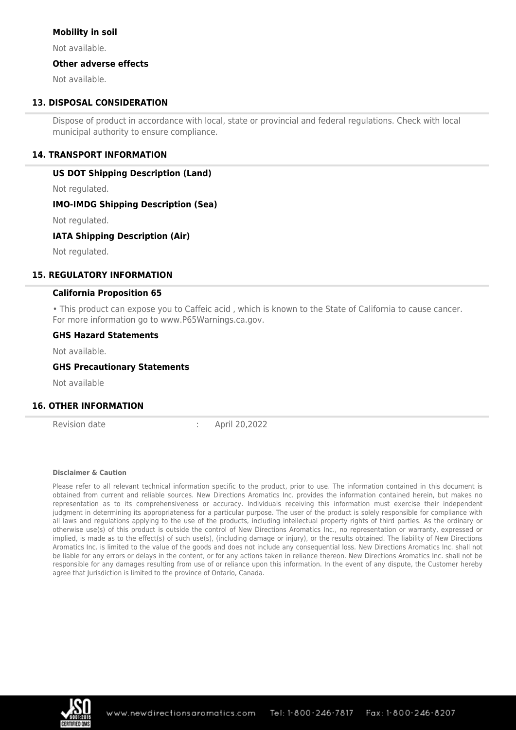#### Mobility in soil

Not available.

#### Other adverse effects

Not available.

### 13. DISPOSAL CONSIDERATION

Dispose of product in accordance with local, state or provincial and federal regulations. Check with local municipal authority to ensure compliance.

### 14. TRANSPORT INFORMATION

#### US DOT Shipping Description (Land)

Not regulated.

#### IMO-IMDG Shipping Description (Sea)

Not regulated.

#### IATA Shipping Description (Air)

Not regulated.

### 15. REGULATORY INFORMATION

#### California Proposition 65

• This product can expose you to Caffeic acid , which is known to the State of California to cause cancer. For more information go to www.P65Warnings.ca.gov.

#### GHS Hazard Statements

Not available.

#### GHS Precautionary Statements

Not available

### 16. OTHER INFORMATION

Revision date : April 20,2022

**Disclaimer & Caution**

Please refer to all relevant technical information specific to the product, prior to use. The information contained in this document is obtained from current and reliable sources. New Directions Aromatics Inc. provides the information contained herein, but makes no representation as to its comprehensiveness or accuracy. Individuals receiving this information must exercise their independent judgment in determining its appropriateness for a particular purpose. The user of the product is solely responsible for compliance with all laws and regulations applying to the use of the products, including intellectual property rights of third parties. As the ordinary or otherwise use(s) of this product is outside the control of New Directions Aromatics Inc., no representation or warranty, expressed or implied, is made as to the effect(s) of such use(s), (including damage or injury), or the results obtained. The liability of New Directions Aromatics Inc. is limited to the value of the goods and does not include any consequential loss. New Directions Aromatics Inc. shall not be liable for any errors or delays in the content, or for any actions taken in reliance thereon. New Directions Aromatics Inc. shall not be responsible for any damages resulting from use of or reliance upon this information. In the event of any dispute, the Customer hereby agree that Jurisdiction is limited to the province of Ontario, Canada.